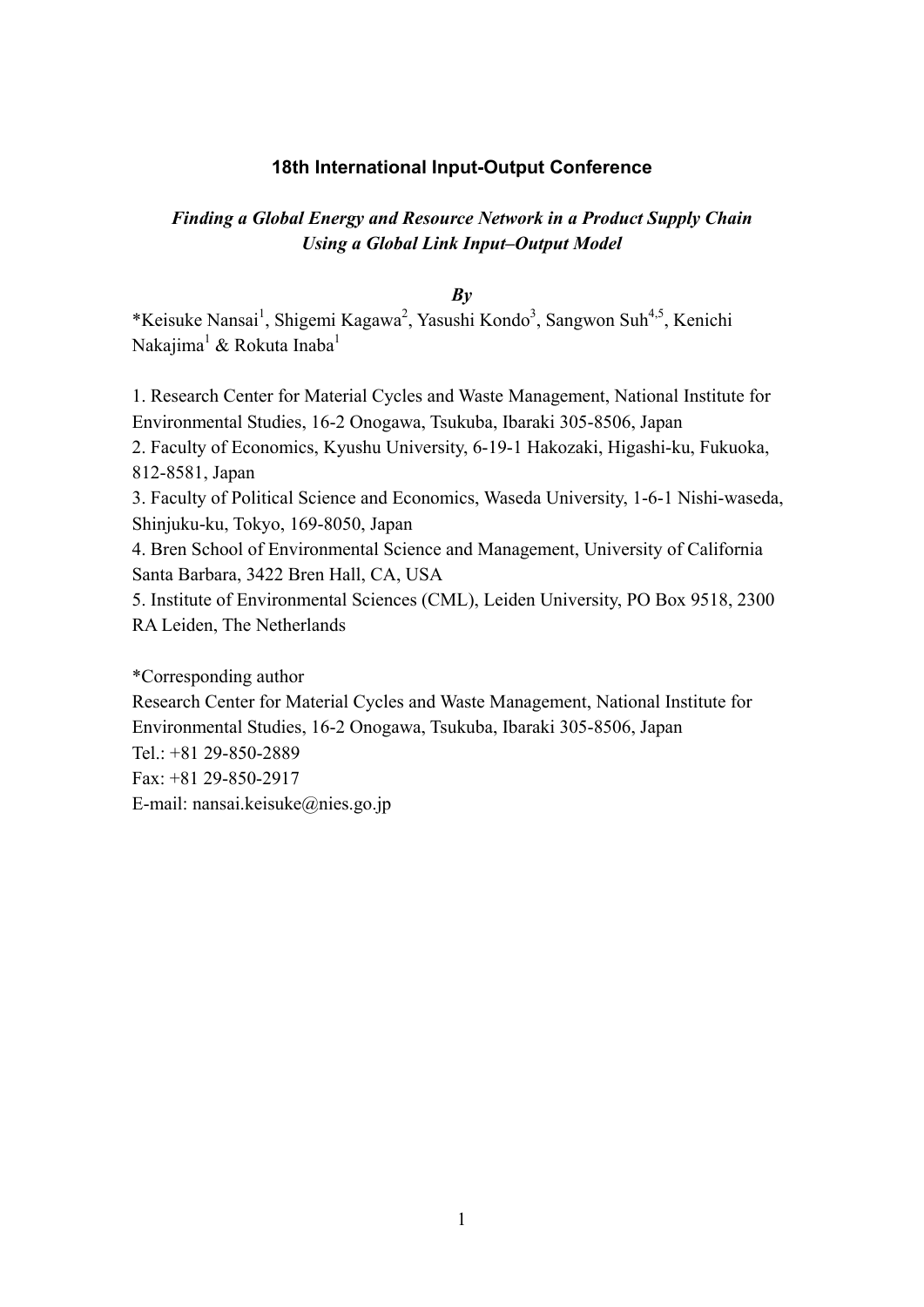**18th International Input-Output Conference**

***Finding a Global Energy and Resource Network in a Product Supply Chain Using a Global Link Input–Output Model***

***By***

*Keisuke Nansai[1], Shigemi Kagawa[2], Yasushi Kondo[3], Sangwon Suh[4,5], Kenichi Nakajima[1] & Rokuta Inaba[1]

1. Research Center for Material Cycles and Waste Management, National Institute for Environmental Studies, 16-2 Onogawa, Tsukuba, Ibaraki 305-8506, Japan
2. Faculty of Economics, Kyushu University, 6-19-1 Hakozaki, Higashi-ku, Fukuoka, 812-8581, Japan
3. Faculty of Political Science and Economics, Waseda University, 1-6-1 Nishi-waseda, Shinjuku-ku, Tokyo, 169-8050, Japan
4. Bren School of Environmental Science and Management, University of California Santa Barbara, 3422 Bren Hall, CA, USA
5. Institute of Environmental Sciences (CML), Leiden University, PO Box 9518, 2300 RA Leiden, The Netherlands

*Corresponding author
Research Center for Material Cycles and Waste Management, National Institute for Environmental Studies, 16-2 Onogawa, Tsukuba, Ibaraki 305-8506, Japan
Tel.: +81 29-850-2889
Fax: +81 29-850-2917
E-mail: nansai.keisuke@nies.go.jp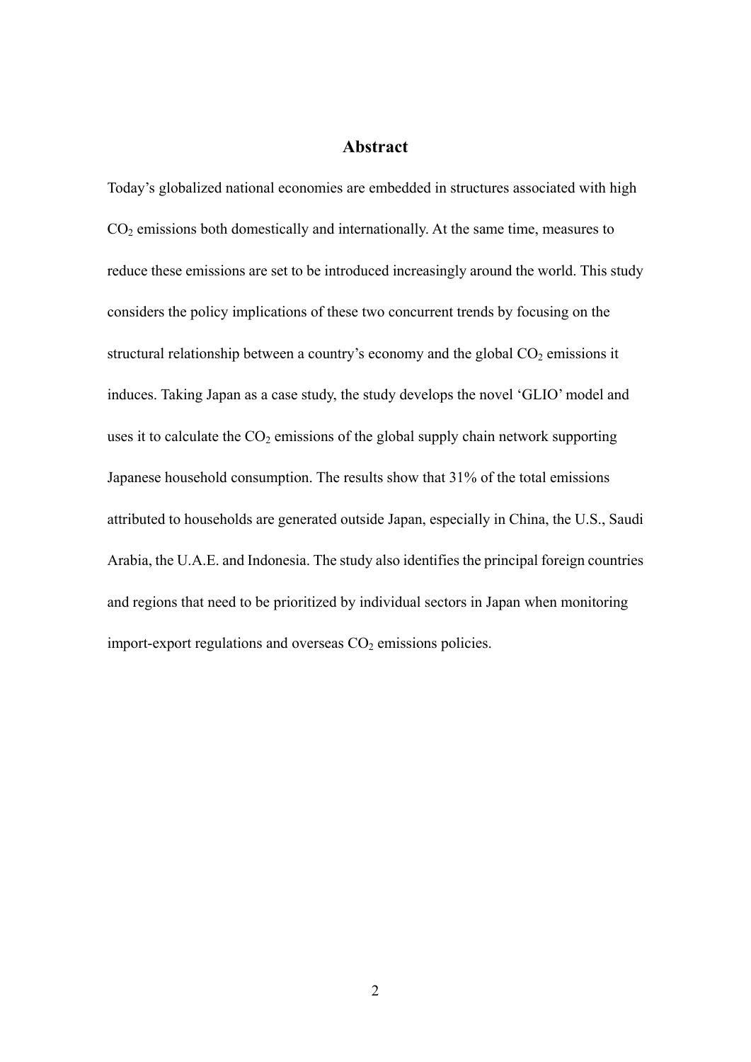## Abstract

Today's globalized national economies are embedded in structures associated with high $CO_2$ emissions both domestically and internationally. At the same time, measures to reduce these emissions are set to be introduced increasingly around the world. This study considers the policy implications of these two concurrent trends by focusing on the structural relationship between a country's economy and the global $CO_2$ emissions it induces. Taking Japan as a case study, the study develops the novel 'GLIO' model and uses it to calculate the $CO_2$ emissions of the global supply chain network supporting Japanese household consumption. The results show that 31% of the total emissions attributed to households are generated outside Japan, especially in China, the U.S., Saudi Arabia, the U.A.E. and Indonesia. The study also identifies the principal foreign countries and regions that need to be prioritized by individual sectors in Japan when monitoring import-export regulations and overseas $CO_2$ emissions policies.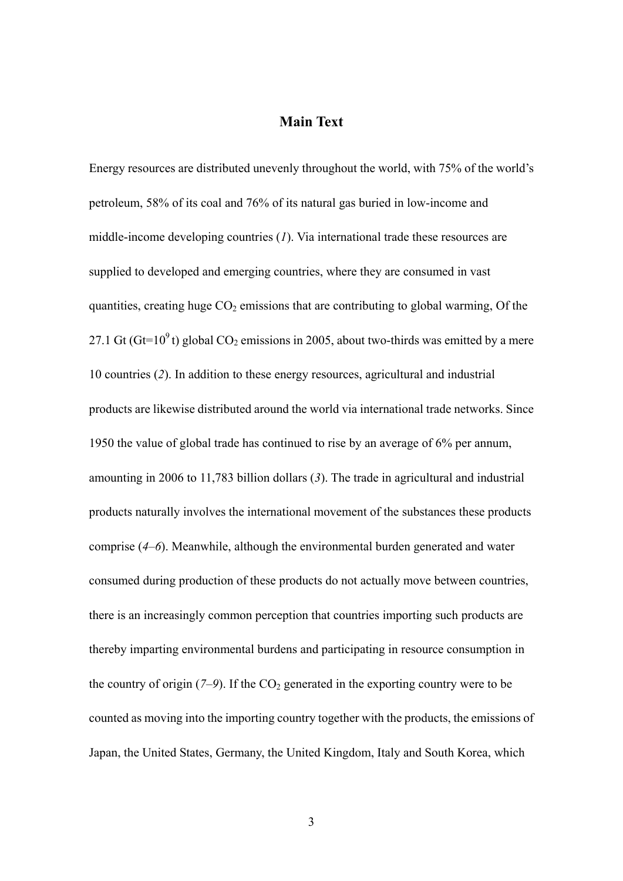## Main Text

Energy resources are distributed unevenly throughout the world, with 75% of the world's petroleum, 58% of its coal and 76% of its natural gas buried in low-income and middle-income developing countries (*1*). Via international trade these resources are supplied to developed and emerging countries, where they are consumed in vast quantities, creating huge $CO_2$ emissions that are contributing to global warming, Of the 27.1 Gt (Gt=$10^9$ t) global $CO_2$ emissions in 2005, about two-thirds was emitted by a mere 10 countries (*2*). In addition to these energy resources, agricultural and industrial products are likewise distributed around the world via international trade networks. Since 1950 the value of global trade has continued to rise by an average of 6% per annum, amounting in 2006 to 11,783 billion dollars (*3*). The trade in agricultural and industrial products naturally involves the international movement of the substances these products comprise (*4*–*6*). Meanwhile, although the environmental burden generated and water consumed during production of these products do not actually move between countries, there is an increasingly common perception that countries importing such products are thereby imparting environmental burdens and participating in resource consumption in the country of origin (*7*–*9*). If the $CO_2$ generated in the exporting country were to be counted as moving into the importing country together with the products, the emissions of Japan, the United States, Germany, the United Kingdom, Italy and South Korea, which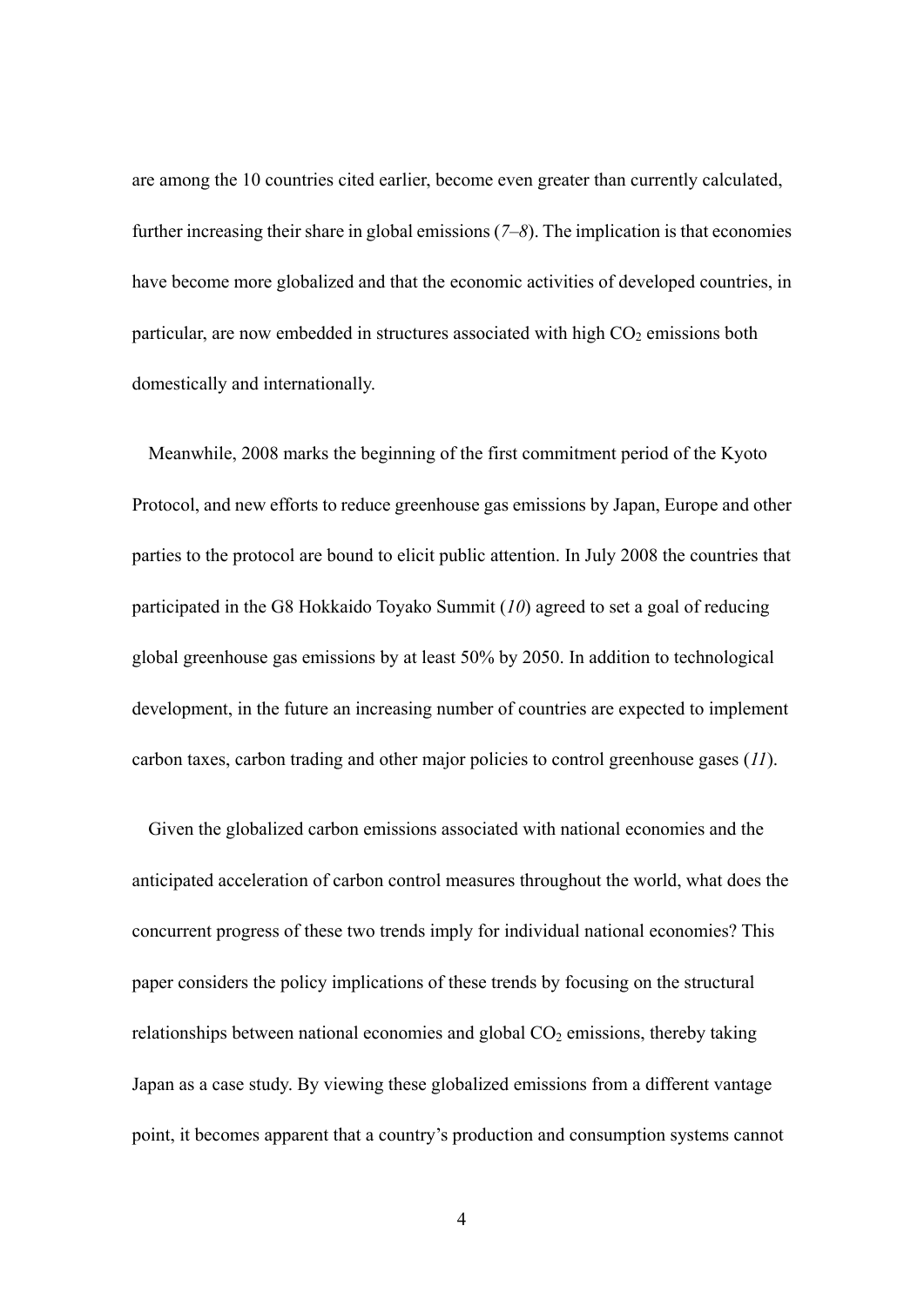are among the 10 countries cited earlier, become even greater than currently calculated, further increasing their share in global emissions (*7–8*). The implication is that economies have become more globalized and that the economic activities of developed countries, in particular, are now embedded in structures associated with high $CO_2$ emissions both domestically and internationally.

Meanwhile, 2008 marks the beginning of the first commitment period of the Kyoto Protocol, and new efforts to reduce greenhouse gas emissions by Japan, Europe and other parties to the protocol are bound to elicit public attention. In July 2008 the countries that participated in the G8 Hokkaido Toyako Summit (*10*) agreed to set a goal of reducing global greenhouse gas emissions by at least 50% by 2050. In addition to technological development, in the future an increasing number of countries are expected to implement carbon taxes, carbon trading and other major policies to control greenhouse gases (*11*).

Given the globalized carbon emissions associated with national economies and the anticipated acceleration of carbon control measures throughout the world, what does the concurrent progress of these two trends imply for individual national economies? This paper considers the policy implications of these trends by focusing on the structural relationships between national economies and global $CO_2$ emissions, thereby taking Japan as a case study. By viewing these globalized emissions from a different vantage point, it becomes apparent that a country's production and consumption systems cannot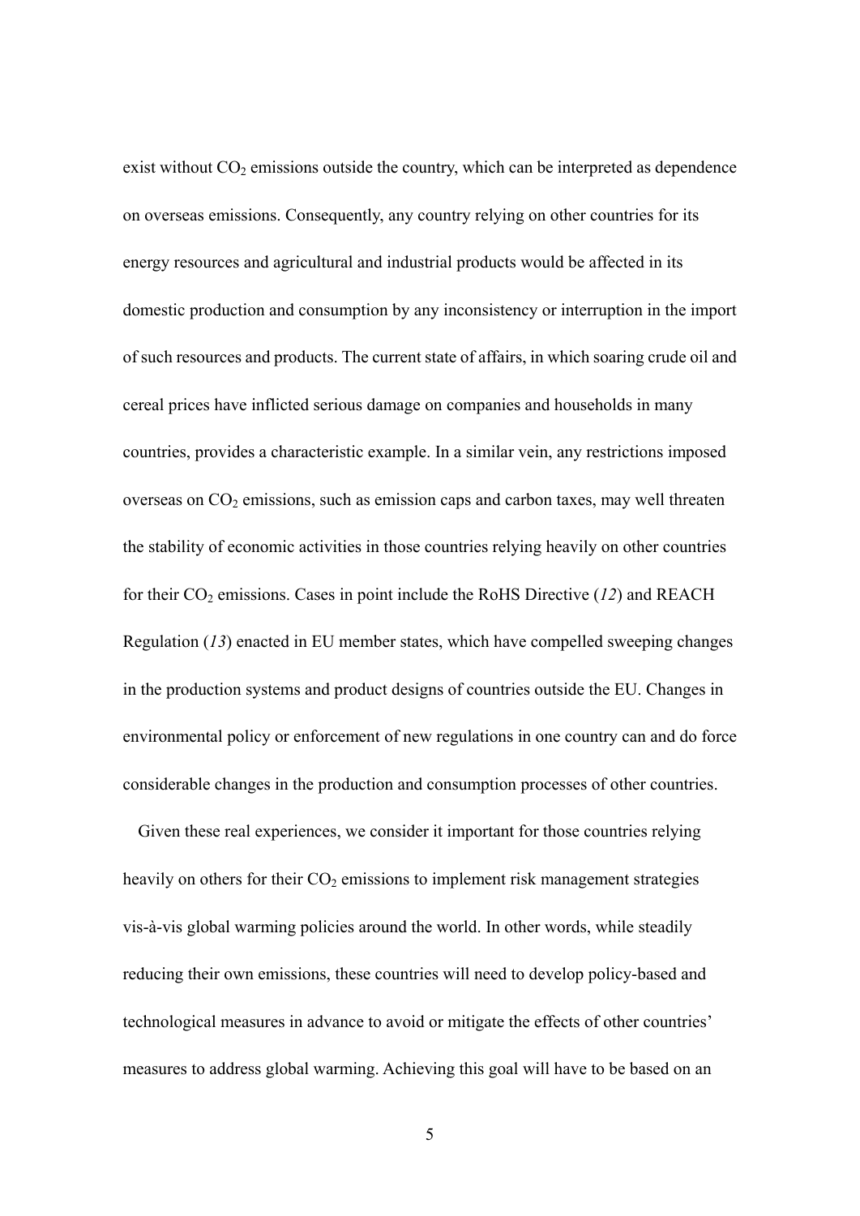exist without $CO_2$ emissions outside the country, which can be interpreted as dependence on overseas emissions. Consequently, any country relying on other countries for its energy resources and agricultural and industrial products would be affected in its domestic production and consumption by any inconsistency or interruption in the import of such resources and products. The current state of affairs, in which soaring crude oil and cereal prices have inflicted serious damage on companies and households in many countries, provides a characteristic example. In a similar vein, any restrictions imposed overseas on $CO_2$ emissions, such as emission caps and carbon taxes, may well threaten the stability of economic activities in those countries relying heavily on other countries for their $CO_2$ emissions. Cases in point include the RoHS Directive (*12*) and REACH Regulation (*13*) enacted in EU member states, which have compelled sweeping changes in the production systems and product designs of countries outside the EU. Changes in environmental policy or enforcement of new regulations in one country can and do force considerable changes in the production and consumption processes of other countries.

Given these real experiences, we consider it important for those countries relying heavily on others for their $CO_2$ emissions to implement risk management strategies vis-à-vis global warming policies around the world. In other words, while steadily reducing their own emissions, these countries will need to develop policy-based and technological measures in advance to avoid or mitigate the effects of other countries' measures to address global warming. Achieving this goal will have to be based on an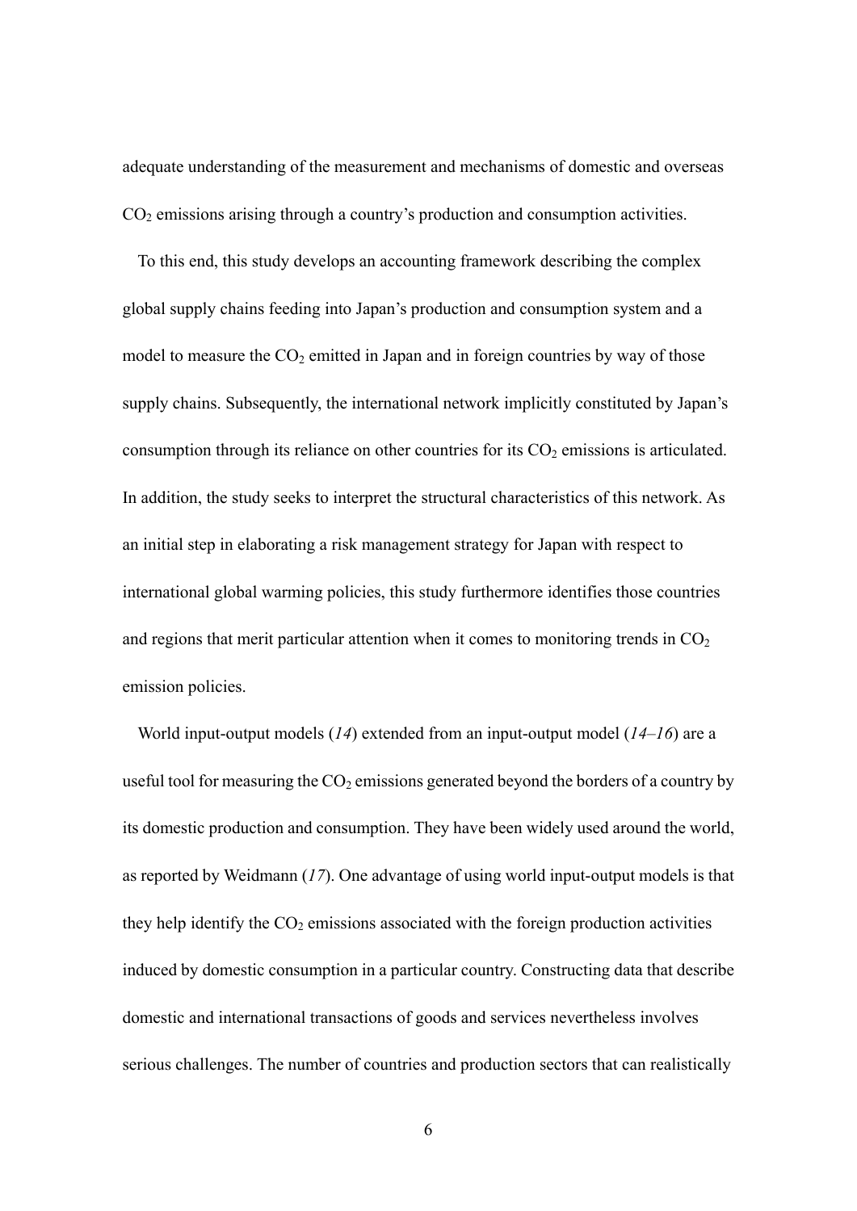adequate understanding of the measurement and mechanisms of domestic and overseas $CO_2$ emissions arising through a country's production and consumption activities.

To this end, this study develops an accounting framework describing the complex global supply chains feeding into Japan's production and consumption system and a model to measure the $CO_2$ emitted in Japan and in foreign countries by way of those supply chains. Subsequently, the international network implicitly constituted by Japan's consumption through its reliance on other countries for its $CO_2$ emissions is articulated. In addition, the study seeks to interpret the structural characteristics of this network. As an initial step in elaborating a risk management strategy for Japan with respect to international global warming policies, this study furthermore identifies those countries and regions that merit particular attention when it comes to monitoring trends in $CO_2$ emission policies.

World input-output models (*14*) extended from an input-output model (*14–16*) are a useful tool for measuring the $CO_2$ emissions generated beyond the borders of a country by its domestic production and consumption. They have been widely used around the world, as reported by Weidmann (*17*). One advantage of using world input-output models is that they help identify the $CO_2$ emissions associated with the foreign production activities induced by domestic consumption in a particular country. Constructing data that describe domestic and international transactions of goods and services nevertheless involves serious challenges. The number of countries and production sectors that can realistically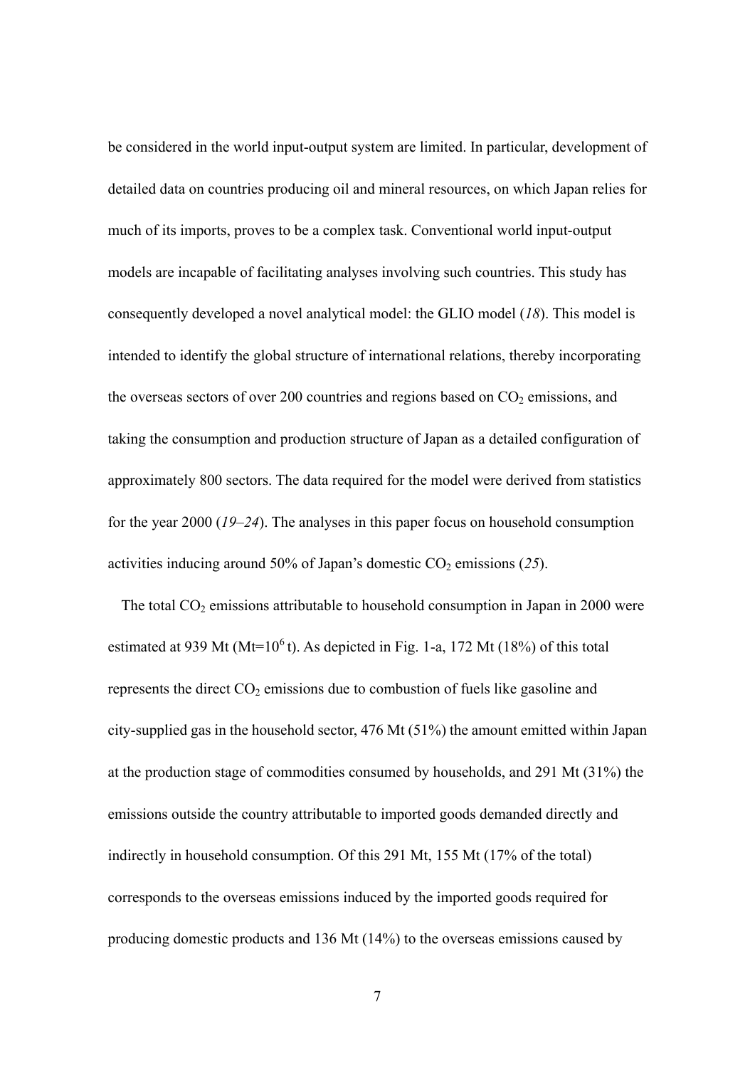be considered in the world input-output system are limited. In particular, development of detailed data on countries producing oil and mineral resources, on which Japan relies for much of its imports, proves to be a complex task. Conventional world input-output models are incapable of facilitating analyses involving such countries. This study has consequently developed a novel analytical model: the GLIO model (*18*). This model is intended to identify the global structure of international relations, thereby incorporating the overseas sectors of over 200 countries and regions based on $CO_2$ emissions, and taking the consumption and production structure of Japan as a detailed configuration of approximately 800 sectors. The data required for the model were derived from statistics for the year 2000 (*19–24*). The analyses in this paper focus on household consumption activities inducing around 50% of Japan's domestic $CO_2$ emissions (*25*).

The total $CO_2$ emissions attributable to household consumption in Japan in 2000 were estimated at 939 Mt (Mt=$10^6$ t). As depicted in Fig. 1-a, 172 Mt (18%) of this total represents the direct $CO_2$ emissions due to combustion of fuels like gasoline and city-supplied gas in the household sector, 476 Mt (51%) the amount emitted within Japan at the production stage of commodities consumed by households, and 291 Mt (31%) the emissions outside the country attributable to imported goods demanded directly and indirectly in household consumption. Of this 291 Mt, 155 Mt (17% of the total) corresponds to the overseas emissions induced by the imported goods required for producing domestic products and 136 Mt (14%) to the overseas emissions caused by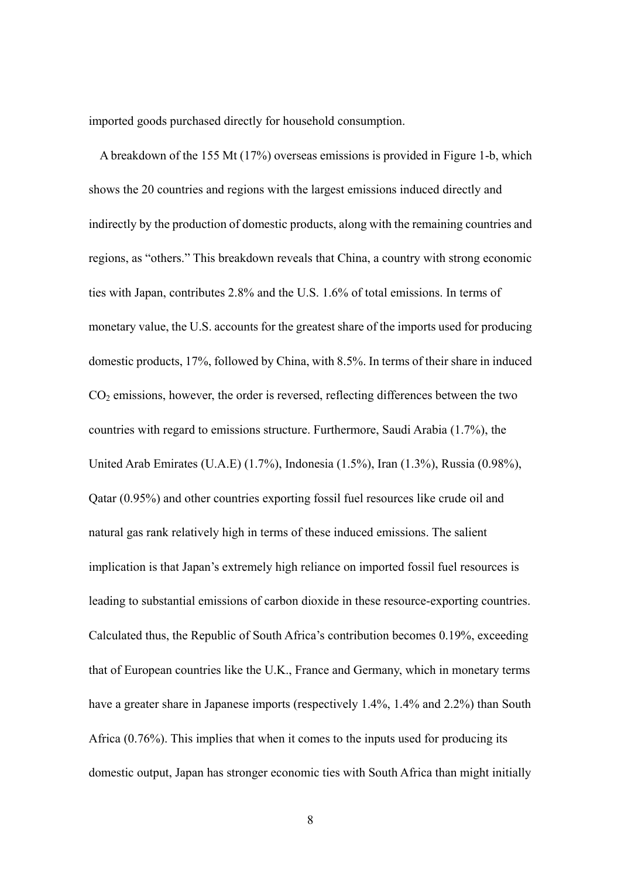imported goods purchased directly for household consumption.

A breakdown of the 155 Mt (17%) overseas emissions is provided in Figure 1-b, which shows the 20 countries and regions with the largest emissions induced directly and indirectly by the production of domestic products, along with the remaining countries and regions, as "others." This breakdown reveals that China, a country with strong economic ties with Japan, contributes 2.8% and the U.S. 1.6% of total emissions. In terms of monetary value, the U.S. accounts for the greatest share of the imports used for producing domestic products, 17%, followed by China, with 8.5%. In terms of their share in induced $CO_2$ emissions, however, the order is reversed, reflecting differences between the two countries with regard to emissions structure. Furthermore, Saudi Arabia (1.7%), the United Arab Emirates (U.A.E) (1.7%), Indonesia (1.5%), Iran (1.3%), Russia (0.98%), Qatar (0.95%) and other countries exporting fossil fuel resources like crude oil and natural gas rank relatively high in terms of these induced emissions. The salient implication is that Japan's extremely high reliance on imported fossil fuel resources is leading to substantial emissions of carbon dioxide in these resource-exporting countries. Calculated thus, the Republic of South Africa's contribution becomes 0.19%, exceeding that of European countries like the U.K., France and Germany, which in monetary terms have a greater share in Japanese imports (respectively 1.4%, 1.4% and 2.2%) than South Africa (0.76%). This implies that when it comes to the inputs used for producing its domestic output, Japan has stronger economic ties with South Africa than might initially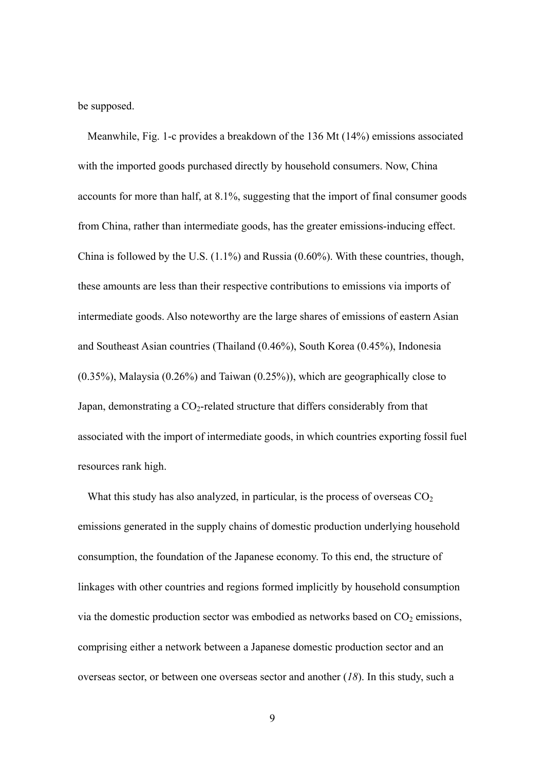be supposed.

Meanwhile, Fig. 1-c provides a breakdown of the 136 Mt (14%) emissions associated with the imported goods purchased directly by household consumers. Now, China accounts for more than half, at 8.1%, suggesting that the import of final consumer goods from China, rather than intermediate goods, has the greater emissions-inducing effect. China is followed by the U.S. (1.1%) and Russia (0.60%). With these countries, though, these amounts are less than their respective contributions to emissions via imports of intermediate goods. Also noteworthy are the large shares of emissions of eastern Asian and Southeast Asian countries (Thailand (0.46%), South Korea (0.45%), Indonesia (0.35%), Malaysia (0.26%) and Taiwan (0.25%)), which are geographically close to Japan, demonstrating a $CO_2$-related structure that differs considerably from that associated with the import of intermediate goods, in which countries exporting fossil fuel resources rank high.

What this study has also analyzed, in particular, is the process of overseas $CO_2$ emissions generated in the supply chains of domestic production underlying household consumption, the foundation of the Japanese economy. To this end, the structure of linkages with other countries and regions formed implicitly by household consumption via the domestic production sector was embodied as networks based on $CO_2$ emissions, comprising either a network between a Japanese domestic production sector and an overseas sector, or between one overseas sector and another (*18*). In this study, such a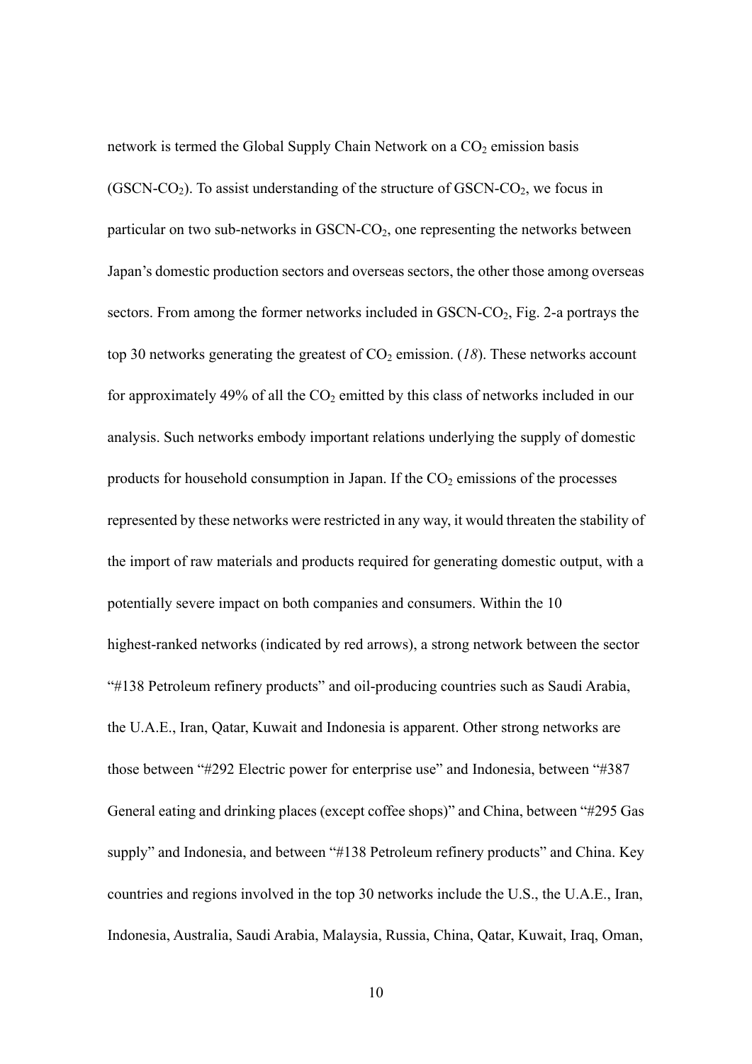network is termed the Global Supply Chain Network on a $CO_2$ emission basis ($GSCN\text{-}CO_2$). To assist understanding of the structure of $GSCN\text{-}CO_2$, we focus in particular on two sub-networks in $GSCN\text{-}CO_2$, one representing the networks between Japan's domestic production sectors and overseas sectors, the other those among overseas sectors. From among the former networks included in $GSCN\text{-}CO_2$, Fig. 2-a portrays the top 30 networks generating the greatest of $CO_2$ emission. (*18*). These networks account for approximately 49% of all the $CO_2$ emitted by this class of networks included in our analysis. Such networks embody important relations underlying the supply of domestic products for household consumption in Japan. If the $CO_2$ emissions of the processes represented by these networks were restricted in any way, it would threaten the stability of the import of raw materials and products required for generating domestic output, with a potentially severe impact on both companies and consumers. Within the 10 highest-ranked networks (indicated by red arrows), a strong network between the sector "#138 Petroleum refinery products" and oil-producing countries such as Saudi Arabia, the U.A.E., Iran, Qatar, Kuwait and Indonesia is apparent. Other strong networks are those between "#292 Electric power for enterprise use" and Indonesia, between "#387 General eating and drinking places (except coffee shops)" and China, between "#295 Gas supply" and Indonesia, and between "#138 Petroleum refinery products" and China. Key countries and regions involved in the top 30 networks include the U.S., the U.A.E., Iran, Indonesia, Australia, Saudi Arabia, Malaysia, Russia, China, Qatar, Kuwait, Iraq, Oman,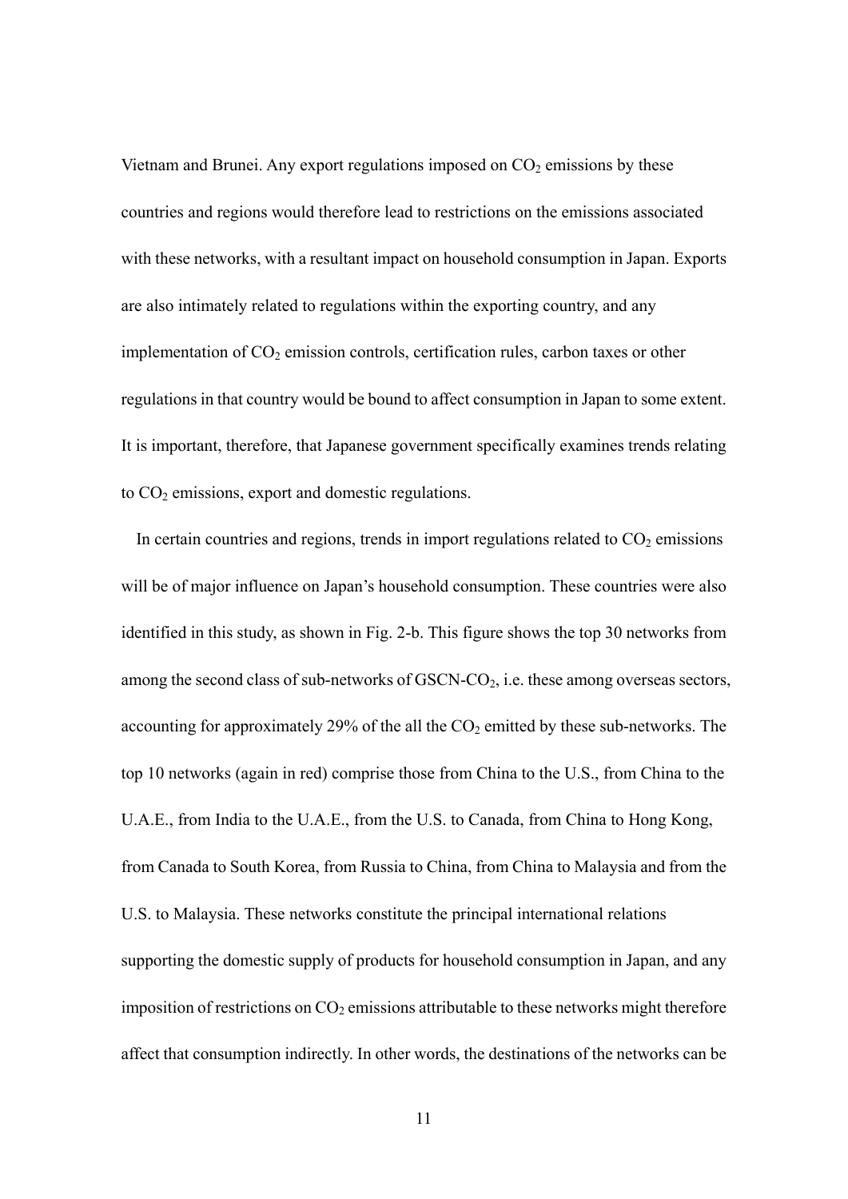Vietnam and Brunei. Any export regulations imposed on $CO_2$ emissions by these countries and regions would therefore lead to restrictions on the emissions associated with these networks, with a resultant impact on household consumption in Japan. Exports are also intimately related to regulations within the exporting country, and any implementation of $CO_2$ emission controls, certification rules, carbon taxes or other regulations in that country would be bound to affect consumption in Japan to some extent. It is important, therefore, that Japanese government specifically examines trends relating to $CO_2$ emissions, export and domestic regulations.

In certain countries and regions, trends in import regulations related to $CO_2$ emissions will be of major influence on Japan's household consumption. These countries were also identified in this study, as shown in Fig. 2-b. This figure shows the top 30 networks from among the second class of sub-networks of GSCN-$CO_2$, i.e. these among overseas sectors, accounting for approximately 29% of the all the $CO_2$ emitted by these sub-networks. The top 10 networks (again in red) comprise those from China to the U.S., from China to the U.A.E., from India to the U.A.E., from the U.S. to Canada, from China to Hong Kong, from Canada to South Korea, from Russia to China, from China to Malaysia and from the U.S. to Malaysia. These networks constitute the principal international relations supporting the domestic supply of products for household consumption in Japan, and any imposition of restrictions on $CO_2$ emissions attributable to these networks might therefore affect that consumption indirectly. In other words, the destinations of the networks can be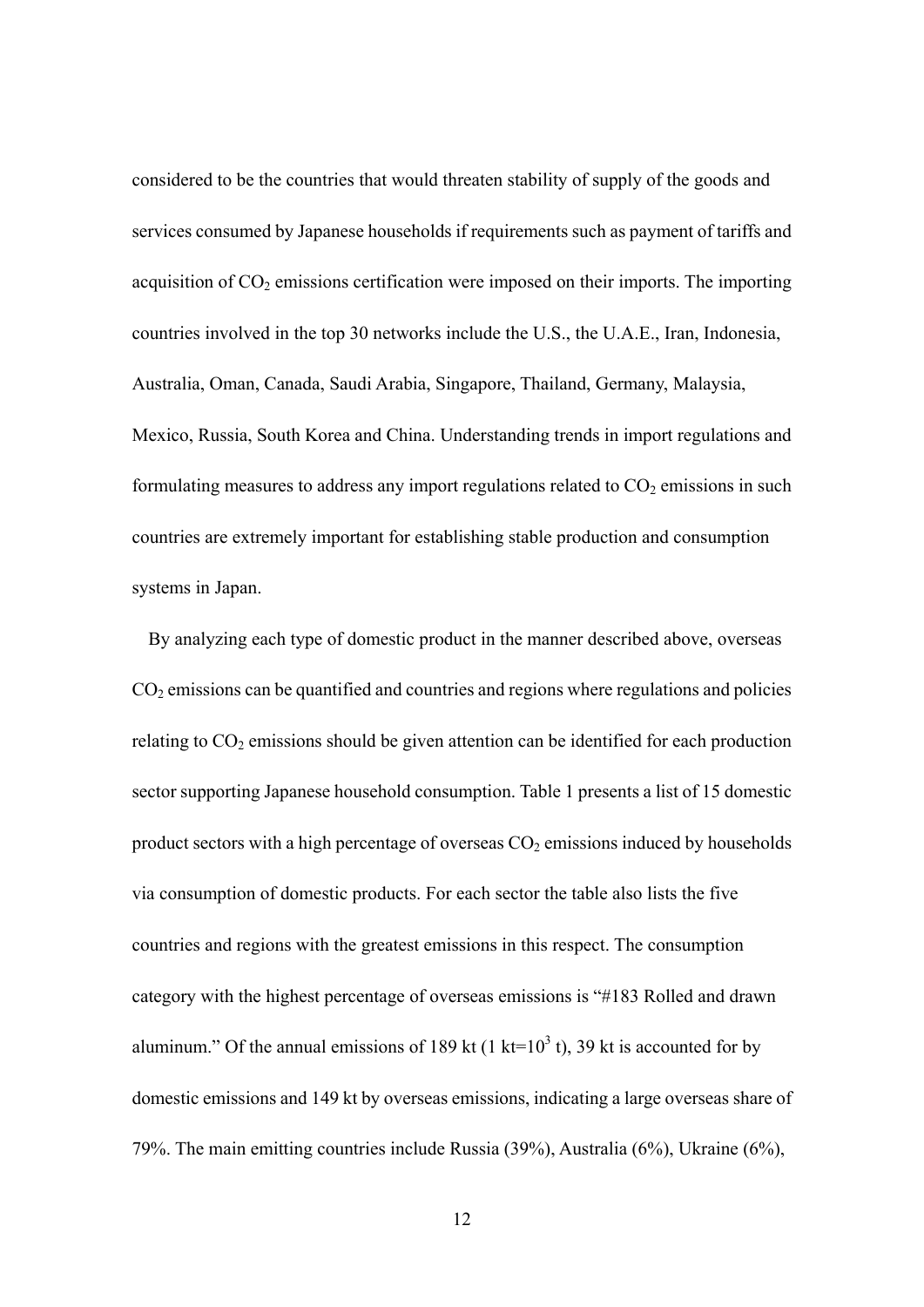considered to be the countries that would threaten stability of supply of the goods and services consumed by Japanese households if requirements such as payment of tariffs and acquisition of $CO_2$ emissions certification were imposed on their imports. The importing countries involved in the top 30 networks include the U.S., the U.A.E., Iran, Indonesia, Australia, Oman, Canada, Saudi Arabia, Singapore, Thailand, Germany, Malaysia, Mexico, Russia, South Korea and China. Understanding trends in import regulations and formulating measures to address any import regulations related to $CO_2$ emissions in such countries are extremely important for establishing stable production and consumption systems in Japan.

By analyzing each type of domestic product in the manner described above, overseas $CO_2$ emissions can be quantified and countries and regions where regulations and policies relating to $CO_2$ emissions should be given attention can be identified for each production sector supporting Japanese household consumption. Table 1 presents a list of 15 domestic product sectors with a high percentage of overseas $CO_2$ emissions induced by households via consumption of domestic products. For each sector the table also lists the five countries and regions with the greatest emissions in this respect. The consumption category with the highest percentage of overseas emissions is "#183 Rolled and drawn aluminum." Of the annual emissions of 189 kt (1 kt=$10^3$ t), 39 kt is accounted for by domestic emissions and 149 kt by overseas emissions, indicating a large overseas share of 79%. The main emitting countries include Russia (39%), Australia (6%), Ukraine (6%),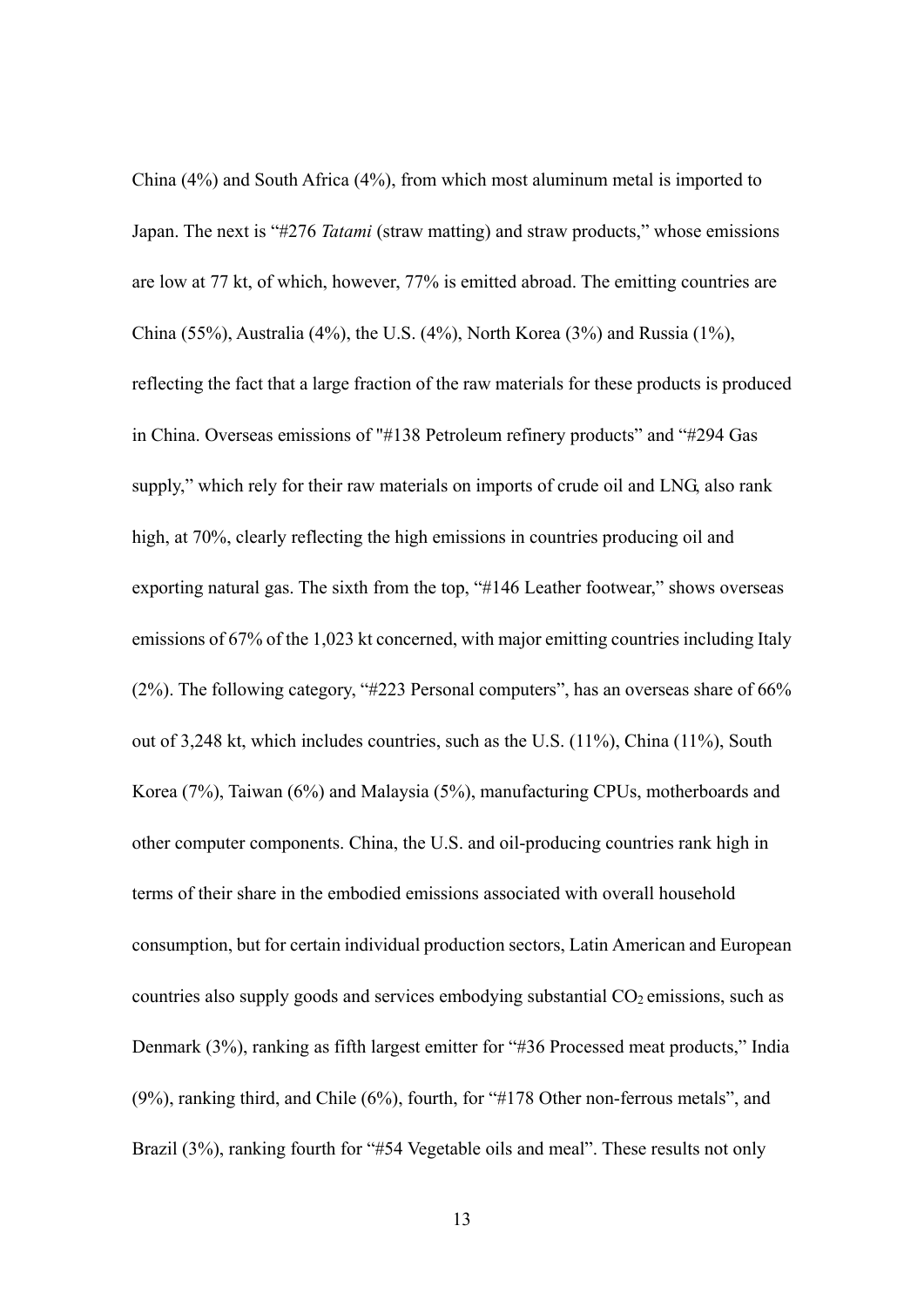China (4%) and South Africa (4%), from which most aluminum metal is imported to Japan. The next is "#276 *Tatami* (straw matting) and straw products," whose emissions are low at 77 kt, of which, however, 77% is emitted abroad. The emitting countries are China (55%), Australia (4%), the U.S. (4%), North Korea (3%) and Russia (1%), reflecting the fact that a large fraction of the raw materials for these products is produced in China. Overseas emissions of "#138 Petroleum refinery products" and "#294 Gas supply," which rely for their raw materials on imports of crude oil and LNG, also rank high, at 70%, clearly reflecting the high emissions in countries producing oil and exporting natural gas. The sixth from the top, "#146 Leather footwear," shows overseas emissions of 67% of the 1,023 kt concerned, with major emitting countries including Italy (2%). The following category, "#223 Personal computers", has an overseas share of 66% out of 3,248 kt, which includes countries, such as the U.S. (11%), China (11%), South Korea (7%), Taiwan (6%) and Malaysia (5%), manufacturing CPUs, motherboards and other computer components. China, the U.S. and oil-producing countries rank high in terms of their share in the embodied emissions associated with overall household consumption, but for certain individual production sectors, Latin American and European countries also supply goods and services embodying substantial $CO_2$ emissions, such as Denmark (3%), ranking as fifth largest emitter for "#36 Processed meat products," India (9%), ranking third, and Chile (6%), fourth, for "#178 Other non-ferrous metals", and Brazil (3%), ranking fourth for "#54 Vegetable oils and meal". These results not only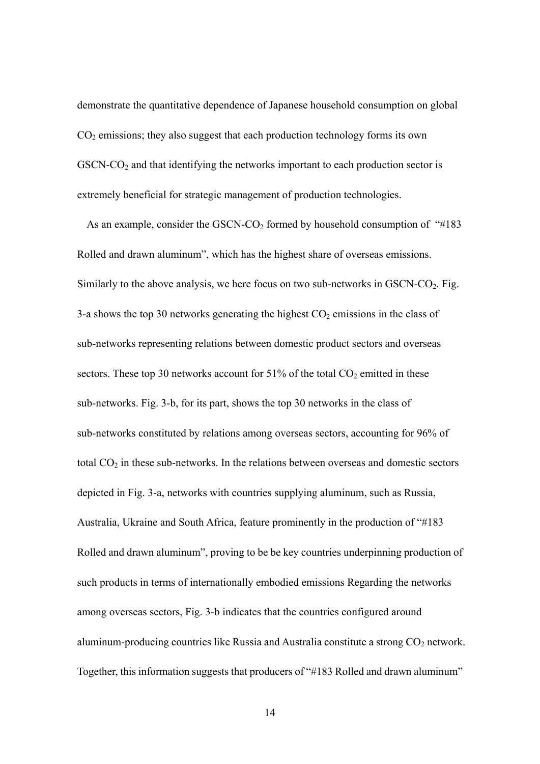demonstrate the quantitative dependence of Japanese household consumption on global $CO_2$ emissions; they also suggest that each production technology forms its own GSCN-$CO_2$ and that identifying the networks important to each production sector is extremely beneficial for strategic management of production technologies.

As an example, consider the GSCN-$CO_2$ formed by household consumption of "#183 Rolled and drawn aluminum", which has the highest share of overseas emissions. Similarly to the above analysis, we here focus on two sub-networks in GSCN-$CO_2$. Fig. 3-a shows the top 30 networks generating the highest $CO_2$ emissions in the class of sub-networks representing relations between domestic product sectors and overseas sectors. These top 30 networks account for 51% of the total $CO_2$ emitted in these sub-networks. Fig. 3-b, for its part, shows the top 30 networks in the class of sub-networks constituted by relations among overseas sectors, accounting for 96% of total $CO_2$ in these sub-networks. In the relations between overseas and domestic sectors depicted in Fig. 3-a, networks with countries supplying aluminum, such as Russia, Australia, Ukraine and South Africa, feature prominently in the production of "#183 Rolled and drawn aluminum", proving to be be key countries underpinning production of such products in terms of internationally embodied emissions Regarding the networks among overseas sectors, Fig. 3-b indicates that the countries configured around aluminum-producing countries like Russia and Australia constitute a strong $CO_2$ network. Together, this information suggests that producers of "#183 Rolled and drawn aluminum"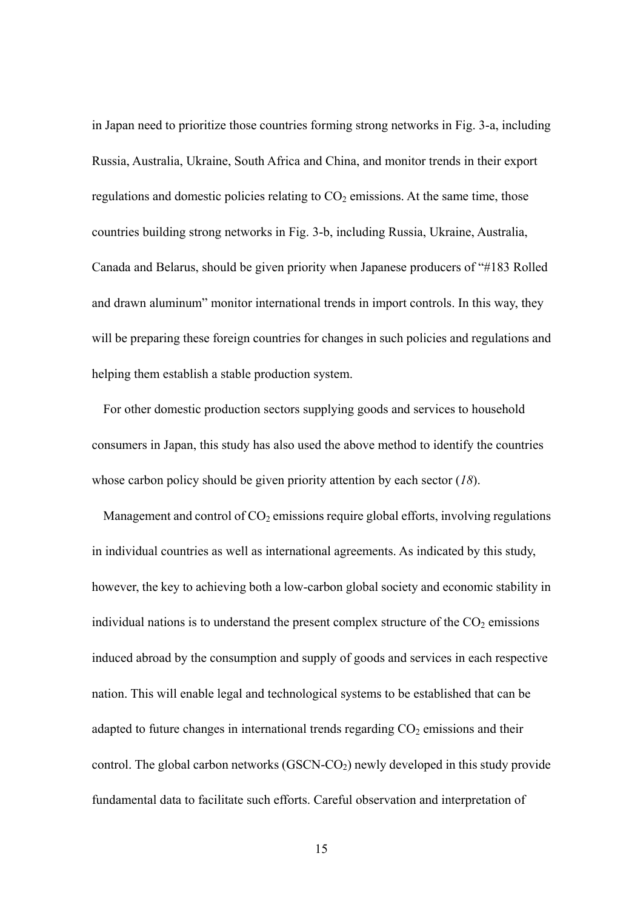in Japan need to prioritize those countries forming strong networks in Fig. 3-a, including Russia, Australia, Ukraine, South Africa and China, and monitor trends in their export regulations and domestic policies relating to $CO_2$ emissions. At the same time, those countries building strong networks in Fig. 3-b, including Russia, Ukraine, Australia, Canada and Belarus, should be given priority when Japanese producers of "#183 Rolled and drawn aluminum" monitor international trends in import controls. In this way, they will be preparing these foreign countries for changes in such policies and regulations and helping them establish a stable production system.

For other domestic production sectors supplying goods and services to household consumers in Japan, this study has also used the above method to identify the countries whose carbon policy should be given priority attention by each sector (*18*).

Management and control of $CO_2$ emissions require global efforts, involving regulations in individual countries as well as international agreements. As indicated by this study, however, the key to achieving both a low-carbon global society and economic stability in individual nations is to understand the present complex structure of the $CO_2$ emissions induced abroad by the consumption and supply of goods and services in each respective nation. This will enable legal and technological systems to be established that can be adapted to future changes in international trends regarding $CO_2$ emissions and their control. The global carbon networks (GSCN-$CO_2$) newly developed in this study provide fundamental data to facilitate such efforts. Careful observation and interpretation of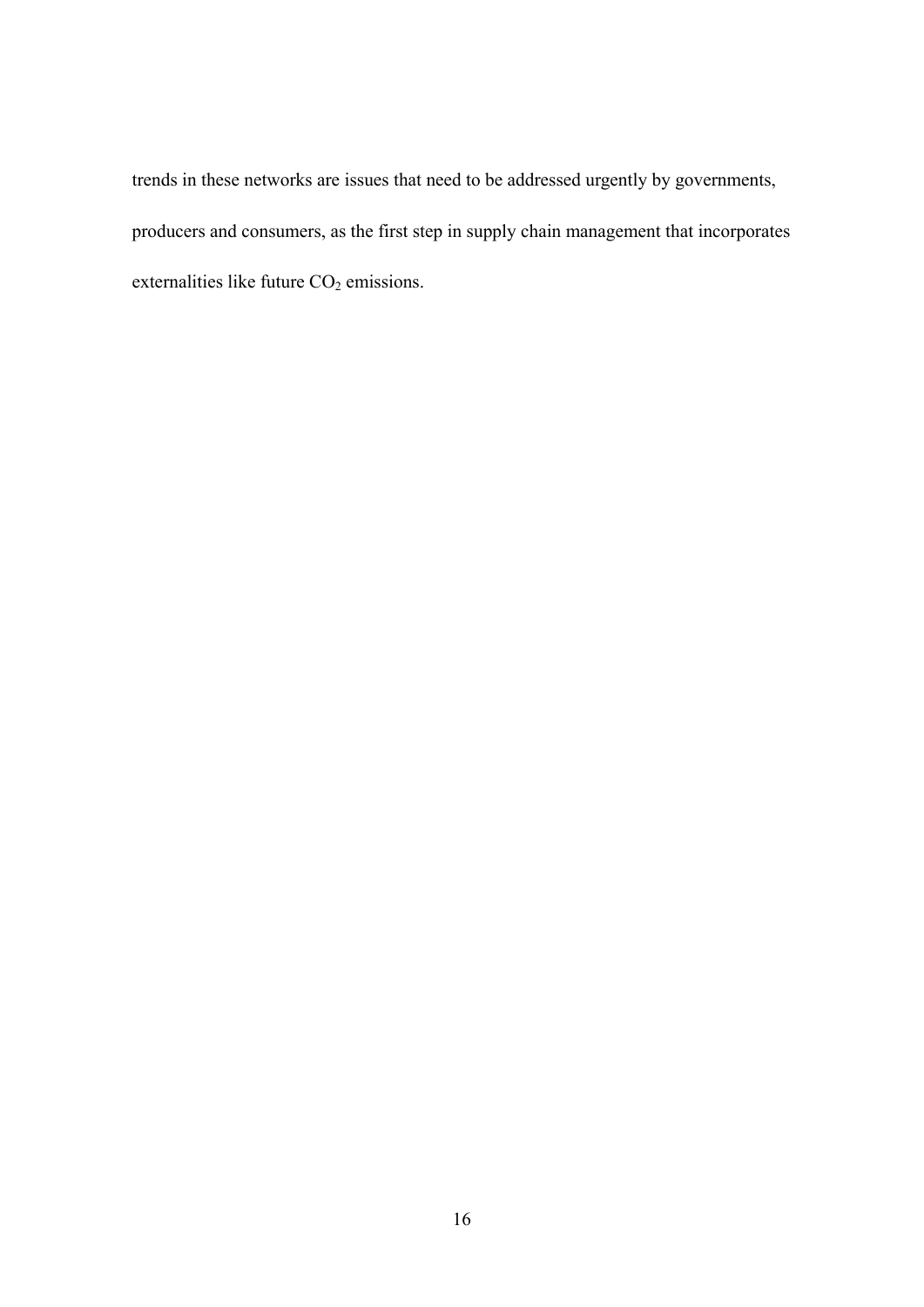trends in these networks are issues that need to be addressed urgently by governments, producers and consumers, as the first step in supply chain management that incorporates externalities like future $CO_2$ emissions.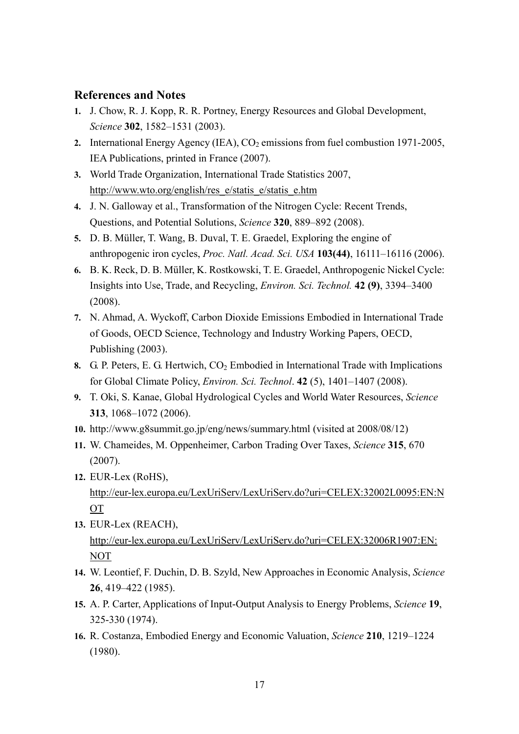## References and Notes

1. J. Chow, R. J. Kopp, R. R. Portney, Energy Resources and Global Development, *Science* **302**, 1582–1531 (2003).
2. International Energy Agency (IEA), $CO_2$ emissions from fuel combustion 1971-2005, IEA Publications, printed in France (2007).
3. World Trade Organization, International Trade Statistics 2007, http://www.wto.org/english/res_e/statis_e/statis_e.htm
4. J. N. Galloway et al., Transformation of the Nitrogen Cycle: Recent Trends, Questions, and Potential Solutions, *Science* **320**, 889–892 (2008).
5. D. B. Müller, T. Wang, B. Duval, T. E. Graedel, Exploring the engine of anthropogenic iron cycles, *Proc. Natl. Acad. Sci. USA* **103(44)**, 16111–16116 (2006).
6. B. K. Reck, D. B. Müller, K. Rostkowski, T. E. Graedel, Anthropogenic Nickel Cycle: Insights into Use, Trade, and Recycling, *Environ. Sci. Technol.* **42 (9)**, 3394–3400 (2008).
7. N. Ahmad, A. Wyckoff, Carbon Dioxide Emissions Embodied in International Trade of Goods, OECD Science, Technology and Industry Working Papers, OECD, Publishing (2003).
8. G. P. Peters, E. G. Hertwich, $CO_2$ Embodied in International Trade with Implications for Global Climate Policy, *Environ. Sci. Technol*. **42** (5), 1401–1407 (2008).
9. T. Oki, S. Kanae, Global Hydrological Cycles and World Water Resources, *Science* **313**, 1068–1072 (2006).
10. http://www.g8summit.go.jp/eng/news/summary.html (visited at 2008/08/12)
11. W. Chameides, M. Oppenheimer, Carbon Trading Over Taxes, *Science* **315**, 670 (2007).
12. EUR-Lex (RoHS), http://eur-lex.europa.eu/LexUriServ/LexUriServ.do?uri=CELEX:32002L0095:EN:NOT
13. EUR-Lex (REACH), http://eur-lex.europa.eu/LexUriServ/LexUriServ.do?uri=CELEX:32006R1907:EN:NOT
14. W. Leontief, F. Duchin, D. B. Szyld, New Approaches in Economic Analysis, *Science* **26**, 419–422 (1985).
15. A. P. Carter, Applications of Input-Output Analysis to Energy Problems, *Science* **19**, 325-330 (1974).
16. R. Costanza, Embodied Energy and Economic Valuation, *Science* **210**, 1219–1224 (1980).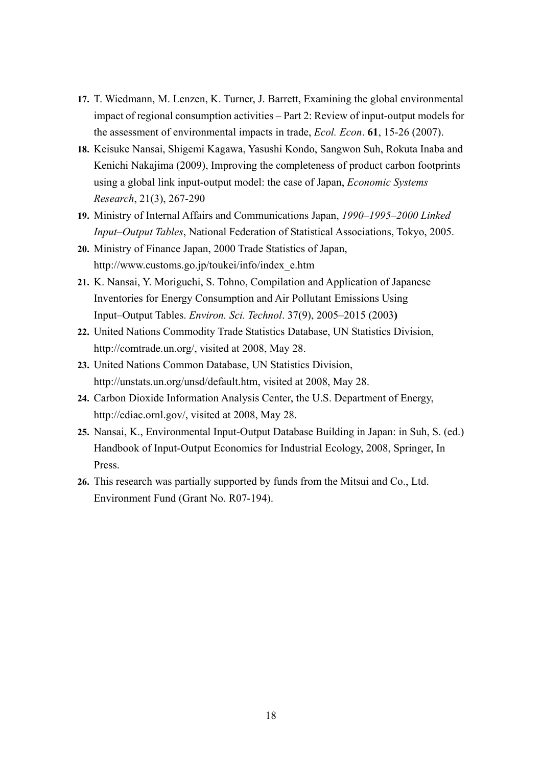**17.** T. Wiedmann, M. Lenzen, K. Turner, J. Barrett, Examining the global environmental impact of regional consumption activities – Part 2: Review of input-output models for the assessment of environmental impacts in trade, *Ecol. Econ*. **61**, 15-26 (2007).

**18.** Keisuke Nansai, Shigemi Kagawa, Yasushi Kondo, Sangwon Suh, Rokuta Inaba and Kenichi Nakajima (2009), Improving the completeness of product carbon footprints using a global link input-output model: the case of Japan, *Economic Systems Research*, 21(3), 267-290

**19.** Ministry of Internal Affairs and Communications Japan, *1990–1995–2000 Linked Input–Output Tables*, National Federation of Statistical Associations, Tokyo, 2005.

**20.** Ministry of Finance Japan, 2000 Trade Statistics of Japan, http://www.customs.go.jp/toukei/info/index_e.htm

**21.** K. Nansai, Y. Moriguchi, S. Tohno, Compilation and Application of Japanese Inventories for Energy Consumption and Air Pollutant Emissions Using Input–Output Tables. *Environ. Sci. Technol*. 37(9), 2005–2015 (2003**)**

**22.** United Nations Commodity Trade Statistics Database, UN Statistics Division, http://comtrade.un.org/, visited at 2008, May 28.

**23.** United Nations Common Database, UN Statistics Division, http://unstats.un.org/unsd/default.htm, visited at 2008, May 28.

**24.** Carbon Dioxide Information Analysis Center, the U.S. Department of Energy, http://cdiac.ornl.gov/, visited at 2008, May 28.

**25.** Nansai, K., Environmental Input-Output Database Building in Japan: in Suh, S. (ed.) Handbook of Input-Output Economics for Industrial Ecology, 2008, Springer, In Press.

**26.** This research was partially supported by funds from the Mitsui and Co., Ltd. Environment Fund (Grant No. R07-194).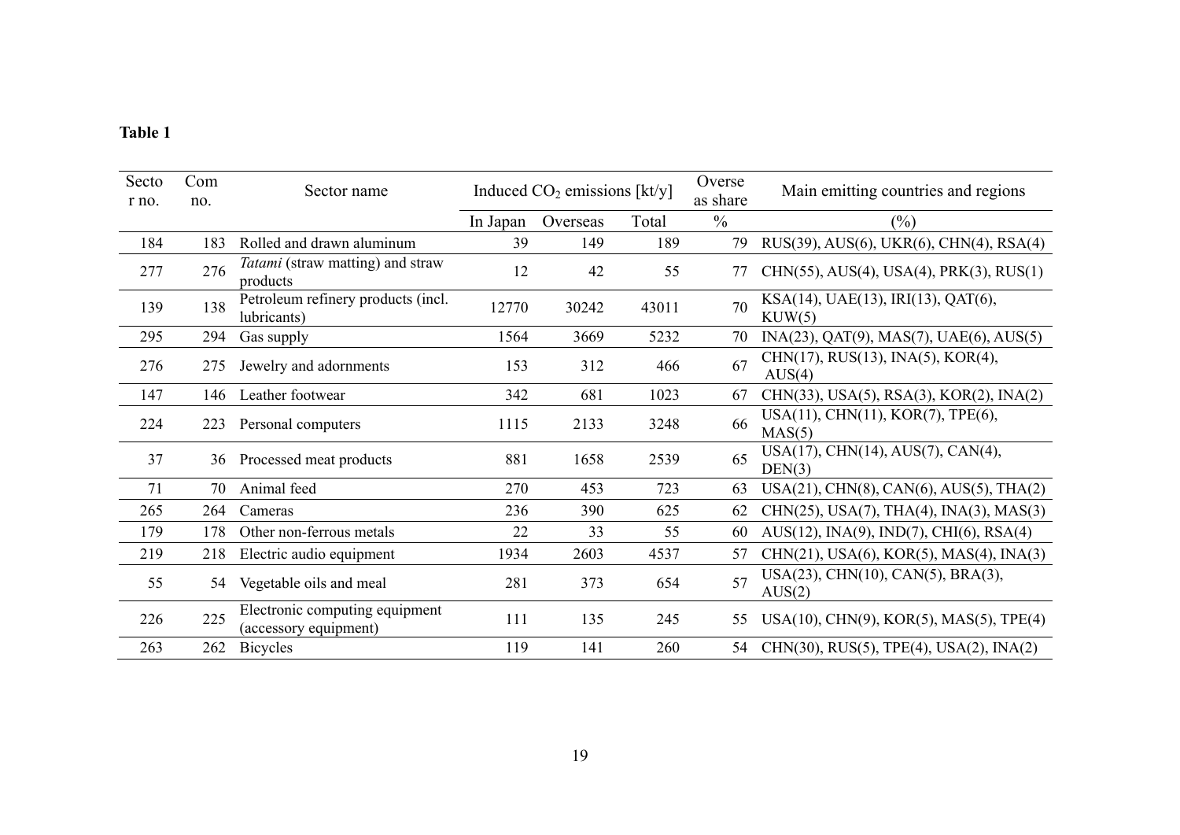**Table 1**

| Sector no. | Com no. | Sector name | Induced $CO_2$ emissions [kt/y] | | | Overse as share | Main emitting countries and regions |
|---|---|---|---|---|---|---|---|
| | | | In Japan | Overseas | Total | % | (%) |
| 184 | 183 | Rolled and drawn aluminum | 39 | 149 | 189 | 79 | RUS(39), AUS(6), UKR(6), CHN(4), RSA(4) |
| 277 | 276 | *Tatami* (straw matting) and straw products | 12 | 42 | 55 | 77 | CHN(55), AUS(4), USA(4), PRK(3), RUS(1) |
| 139 | 138 | Petroleum refinery products (incl. lubricants) | 12770 | 30242 | 43011 | 70 | KSA(14), UAE(13), IRI(13), QAT(6), KUW(5) |
| 295 | 294 | Gas supply | 1564 | 3669 | 5232 | 70 | INA(23), QAT(9), MAS(7), UAE(6), AUS(5) |
| 276 | 275 | Jewelry and adornments | 153 | 312 | 466 | 67 | CHN(17), RUS(13), INA(5), KOR(4), AUS(4) |
| 147 | 146 | Leather footwear | 342 | 681 | 1023 | 67 | CHN(33), USA(5), RSA(3), KOR(2), INA(2) |
| 224 | 223 | Personal computers | 1115 | 2133 | 3248 | 66 | USA(11), CHN(11), KOR(7), TPE(6), MAS(5) |
| 37 | 36 | Processed meat products | 881 | 1658 | 2539 | 65 | USA(17), CHN(14), AUS(7), CAN(4), DEN(3) |
| 71 | 70 | Animal feed | 270 | 453 | 723 | 63 | USA(21), CHN(8), CAN(6), AUS(5), THA(2) |
| 265 | 264 | Cameras | 236 | 390 | 625 | 62 | CHN(25), USA(7), THA(4), INA(3), MAS(3) |
| 179 | 178 | Other non-ferrous metals | 22 | 33 | 55 | 60 | AUS(12), INA(9), IND(7), CHI(6), RSA(4) |
| 219 | 218 | Electric audio equipment | 1934 | 2603 | 4537 | 57 | CHN(21), USA(6), KOR(5), MAS(4), INA(3) |
| 55 | 54 | Vegetable oils and meal | 281 | 373 | 654 | 57 | USA(23), CHN(10), CAN(5), BRA(3), AUS(2) |
| 226 | 225 | Electronic computing equipment (accessory equipment) | 111 | 135 | 245 | 55 | USA(10), CHN(9), KOR(5), MAS(5), TPE(4) |
| 263 | 262 | Bicycles | 119 | 141 | 260 | 54 | CHN(30), RUS(5), TPE(4), USA(2), INA(2) |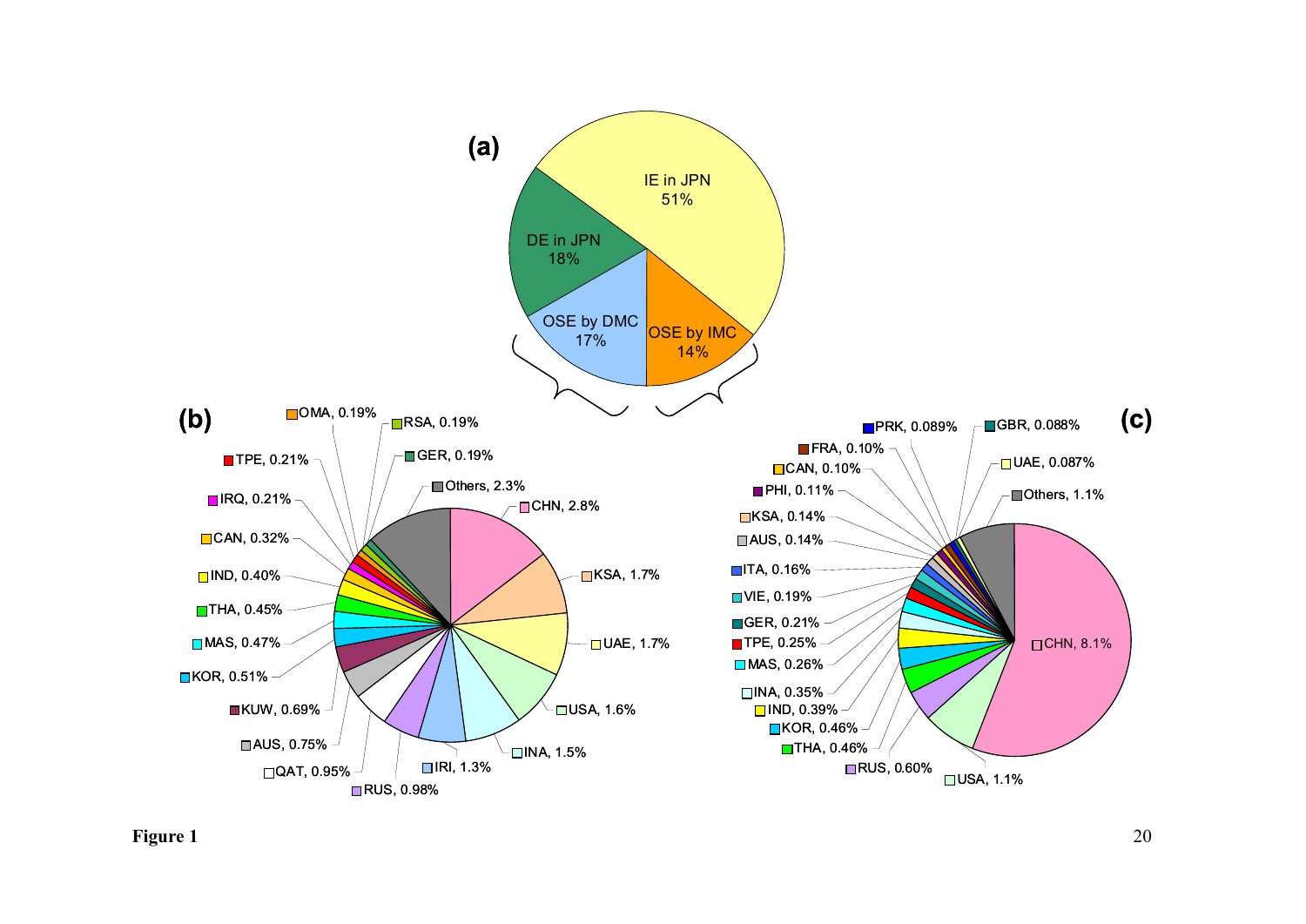**Figure 1**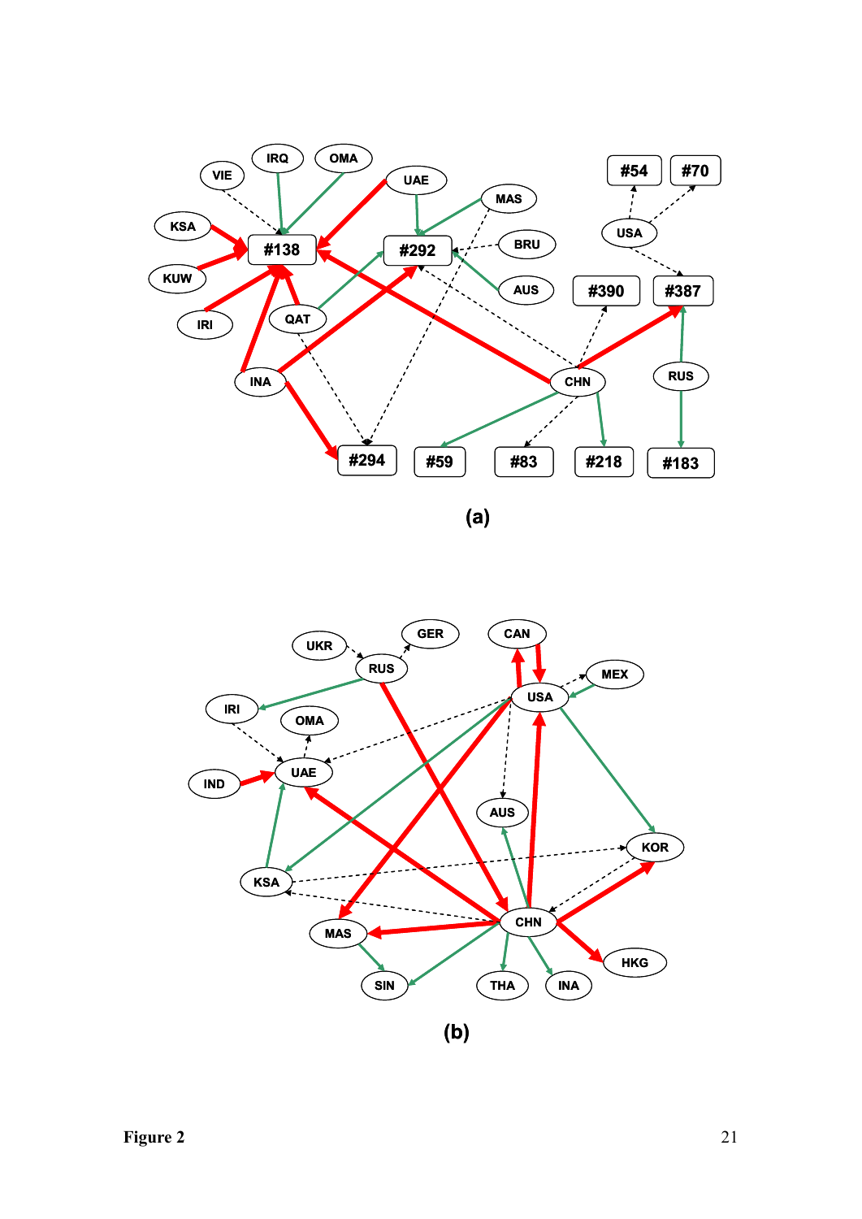(a)

(b)

Figure 2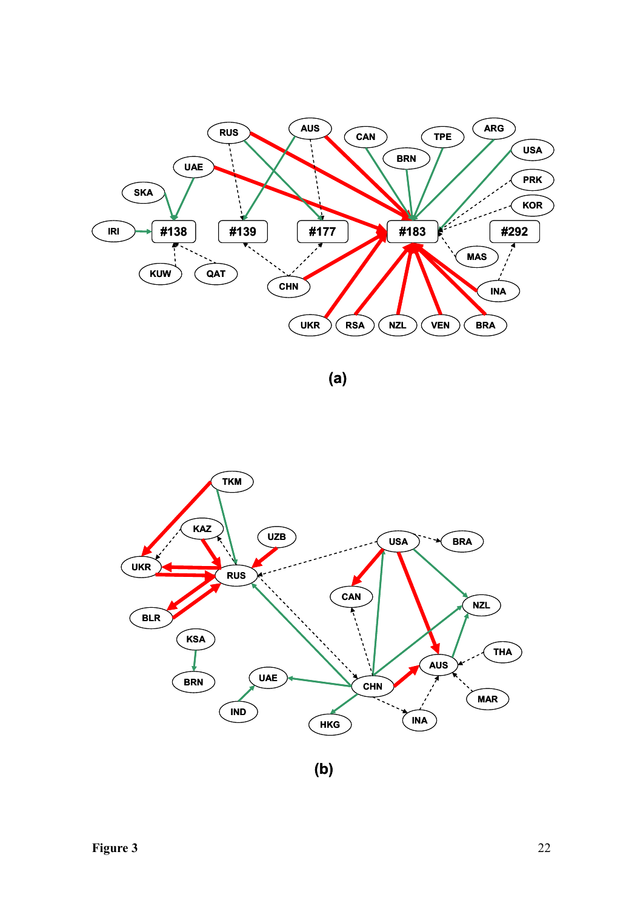(a)

(b)

**Figure 3**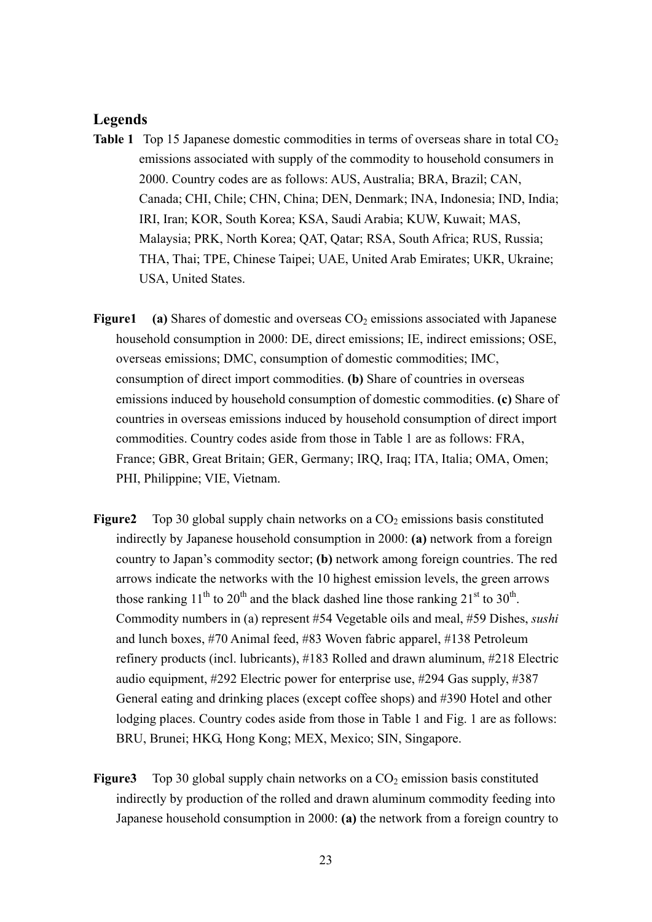## Legends

**Table 1** Top 15 Japanese domestic commodities in terms of overseas share in total $CO_2$ emissions associated with supply of the commodity to household consumers in 2000. Country codes are as follows: AUS, Australia; BRA, Brazil; CAN, Canada; CHI, Chile; CHN, China; DEN, Denmark; INA, Indonesia; IND, India; IRI, Iran; KOR, South Korea; KSA, Saudi Arabia; KUW, Kuwait; MAS, Malaysia; PRK, North Korea; QAT, Qatar; RSA, South Africa; RUS, Russia; THA, Thai; TPE, Chinese Taipei; UAE, United Arab Emirates; UKR, Ukraine; USA, United States.

**Figure1** **(a)** Shares of domestic and overseas $CO_2$ emissions associated with Japanese household consumption in 2000: DE, direct emissions; IE, indirect emissions; OSE, overseas emissions; DMC, consumption of domestic commodities; IMC, consumption of direct import commodities. **(b)** Share of countries in overseas emissions induced by household consumption of domestic commodities. **(c)** Share of countries in overseas emissions induced by household consumption of direct import commodities. Country codes aside from those in Table 1 are as follows: FRA, France; GBR, Great Britain; GER, Germany; IRQ, Iraq; ITA, Italia; OMA, Omen; PHI, Philippine; VIE, Vietnam.

**Figure2** Top 30 global supply chain networks on a $CO_2$ emissions basis constituted indirectly by Japanese household consumption in 2000: **(a)** network from a foreign country to Japan's commodity sector; **(b)** network among foreign countries. The red arrows indicate the networks with the 10 highest emission levels, the green arrows those ranking 11th to 20th and the black dashed line those ranking 21st to 30th. Commodity numbers in (a) represent #54 Vegetable oils and meal, #59 Dishes, *sushi* and lunch boxes, #70 Animal feed, #83 Woven fabric apparel, #138 Petroleum refinery products (incl. lubricants), #183 Rolled and drawn aluminum, #218 Electric audio equipment, #292 Electric power for enterprise use, #294 Gas supply, #387 General eating and drinking places (except coffee shops) and #390 Hotel and other lodging places. Country codes aside from those in Table 1 and Fig. 1 are as follows: BRU, Brunei; HKG, Hong Kong; MEX, Mexico; SIN, Singapore.

**Figure3** Top 30 global supply chain networks on a $CO_2$ emission basis constituted indirectly by production of the rolled and drawn aluminum commodity feeding into Japanese household consumption in 2000: **(a)** the network from a foreign country to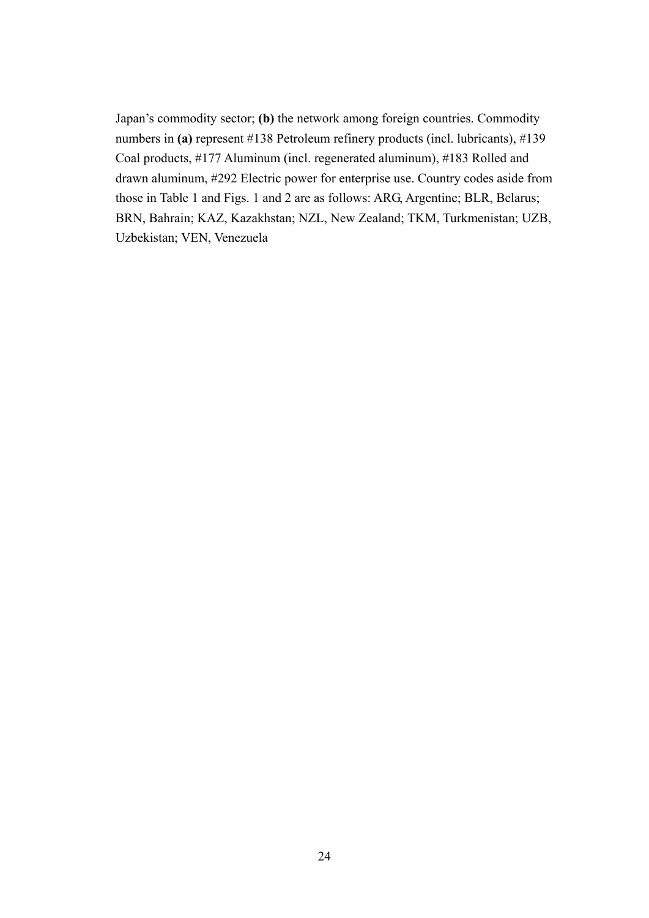Japan's commodity sector; **(b)** the network among foreign countries. Commodity numbers in **(a)** represent #138 Petroleum refinery products (incl. lubricants), #139 Coal products, #177 Aluminum (incl. regenerated aluminum), #183 Rolled and drawn aluminum, #292 Electric power for enterprise use. Country codes aside from those in Table 1 and Figs. 1 and 2 are as follows: ARG, Argentine; BLR, Belarus; BRN, Bahrain; KAZ, Kazakhstan; NZL, New Zealand; TKM, Turkmenistan; UZB, Uzbekistan; VEN, Venezuela